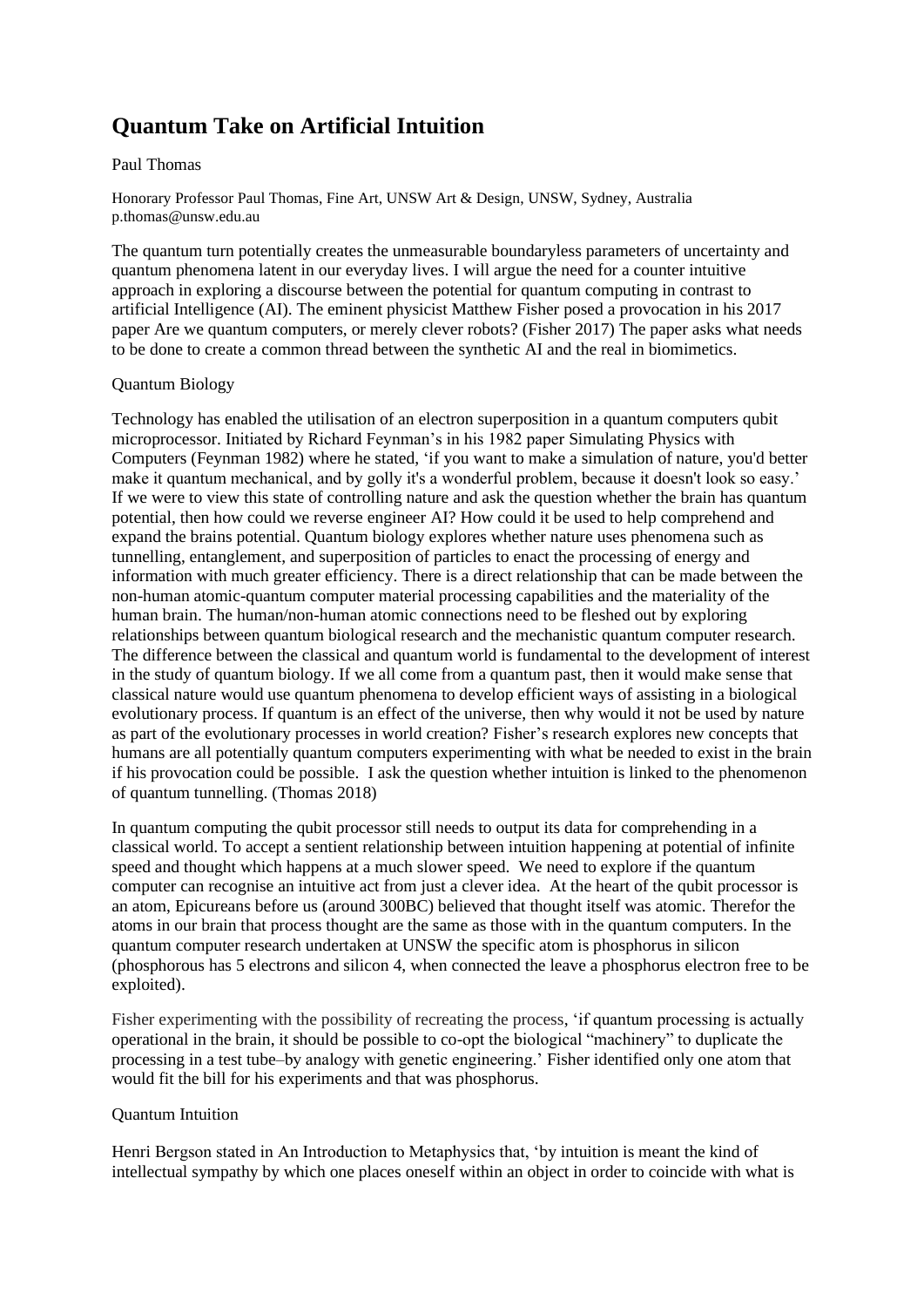# Quantum Take on Artificial Intuition

Paul Thomas

Honorary Professor Paul Thomas, Fine Art, UNSW Art & Design, UNSW, Sydney, Australia
p.thomas@unsw.edu.au

The quantum turn potentially creates the unmeasurable boundaryless parameters of uncertainty and quantum phenomena latent in our everyday lives. I will argue the need for a counter intuitive approach in exploring a discourse between the potential for quantum computing in contrast to artificial Intelligence (AI). The eminent physicist Matthew Fisher posed a provocation in his 2017 paper Are we quantum computers, or merely clever robots? (Fisher 2017) The paper asks what needs to be done to create a common thread between the synthetic AI and the real in biomimetics.

Quantum Biology

Technology has enabled the utilisation of an electron superposition in a quantum computers qubit microprocessor. Initiated by Richard Feynman's in his 1982 paper Simulating Physics with Computers (Feynman 1982) where he stated, 'if you want to make a simulation of nature, you'd better make it quantum mechanical, and by golly it's a wonderful problem, because it doesn't look so easy.' If we were to view this state of controlling nature and ask the question whether the brain has quantum potential, then how could we reverse engineer AI? How could it be used to help comprehend and expand the brains potential. Quantum biology explores whether nature uses phenomena such as tunnelling, entanglement, and superposition of particles to enact the processing of energy and information with much greater efficiency. There is a direct relationship that can be made between the non-human atomic-quantum computer material processing capabilities and the materiality of the human brain. The human/non-human atomic connections need to be fleshed out by exploring relationships between quantum biological research and the mechanistic quantum computer research. The difference between the classical and quantum world is fundamental to the development of interest in the study of quantum biology. If we all come from a quantum past, then it would make sense that classical nature would use quantum phenomena to develop efficient ways of assisting in a biological evolutionary process. If quantum is an effect of the universe, then why would it not be used by nature as part of the evolutionary processes in world creation? Fisher's research explores new concepts that humans are all potentially quantum computers experimenting with what be needed to exist in the brain if his provocation could be possible. I ask the question whether intuition is linked to the phenomenon of quantum tunnelling. (Thomas 2018)

In quantum computing the qubit processor still needs to output its data for comprehending in a classical world. To accept a sentient relationship between intuition happening at potential of infinite speed and thought which happens at a much slower speed. We need to explore if the quantum computer can recognise an intuitive act from just a clever idea. At the heart of the qubit processor is an atom, Epicureans before us (around 300BC) believed that thought itself was atomic. Therefor the atoms in our brain that process thought are the same as those with in the quantum computers. In the quantum computer research undertaken at UNSW the specific atom is phosphorus in silicon (phosphorous has 5 electrons and silicon 4, when connected the leave a phosphorus electron free to be exploited).

Fisher experimenting with the possibility of recreating the process, 'if quantum processing is actually operational in the brain, it should be possible to co-opt the biological "machinery" to duplicate the processing in a test tube–by analogy with genetic engineering.' Fisher identified only one atom that would fit the bill for his experiments and that was phosphorus.

Quantum Intuition

Henri Bergson stated in An Introduction to Metaphysics that, 'by intuition is meant the kind of intellectual sympathy by which one places oneself within an object in order to coincide with what is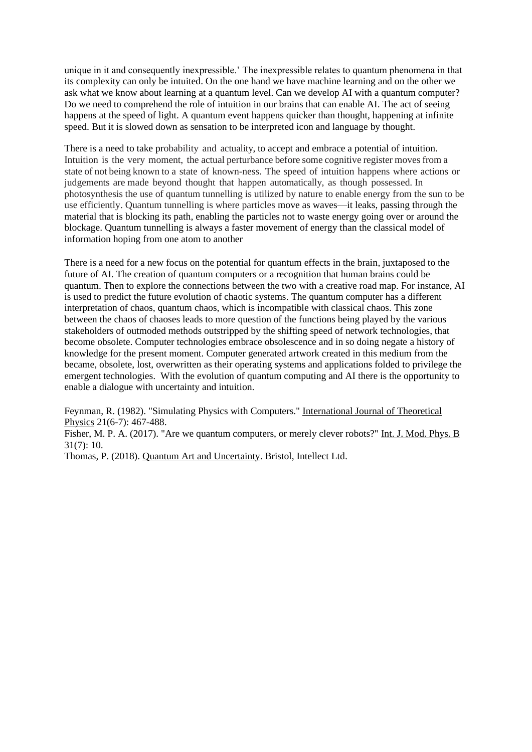unique in it and consequently inexpressible.' The inexpressible relates to quantum phenomena in that its complexity can only be intuited. On the one hand we have machine learning and on the other we ask what we know about learning at a quantum level. Can we develop AI with a quantum computer? Do we need to comprehend the role of intuition in our brains that can enable AI. The act of seeing happens at the speed of light. A quantum event happens quicker than thought, happening at infinite speed. But it is slowed down as sensation to be interpreted icon and language by thought.

There is a need to take probability and actuality, to accept and embrace a potential of intuition. Intuition is the very moment, the actual perturbance before some cognitive register moves from a state of not being known to a state of known-ness. The speed of intuition happens where actions or judgements are made beyond thought that happen automatically, as though possessed. In photosynthesis the use of quantum tunnelling is utilized by nature to enable energy from the sun to be use efficiently. Quantum tunnelling is where particles move as waves—it leaks, passing through the material that is blocking its path, enabling the particles not to waste energy going over or around the blockage. Quantum tunnelling is always a faster movement of energy than the classical model of information hoping from one atom to another

There is a need for a new focus on the potential for quantum effects in the brain, juxtaposed to the future of AI. The creation of quantum computers or a recognition that human brains could be quantum. Then to explore the connections between the two with a creative road map. For instance, AI is used to predict the future evolution of chaotic systems. The quantum computer has a different interpretation of chaos, quantum chaos, which is incompatible with classical chaos. This zone between the chaos of chaoses leads to more question of the functions being played by the various stakeholders of outmoded methods outstripped by the shifting speed of network technologies, that become obsolete. Computer technologies embrace obsolescence and in so doing negate a history of knowledge for the present moment. Computer generated artwork created in this medium from the became, obsolete, lost, overwritten as their operating systems and applications folded to privilege the emergent technologies. With the evolution of quantum computing and AI there is the opportunity to enable a dialogue with uncertainty and intuition.

Feynman, R. (1982). "Simulating Physics with Computers." International Journal of Theoretical Physics 21(6-7): 467-488.
Fisher, M. P. A. (2017). "Are we quantum computers, or merely clever robots?" Int. J. Mod. Phys. B 31(7): 10.
Thomas, P. (2018). Quantum Art and Uncertainty. Bristol, Intellect Ltd.